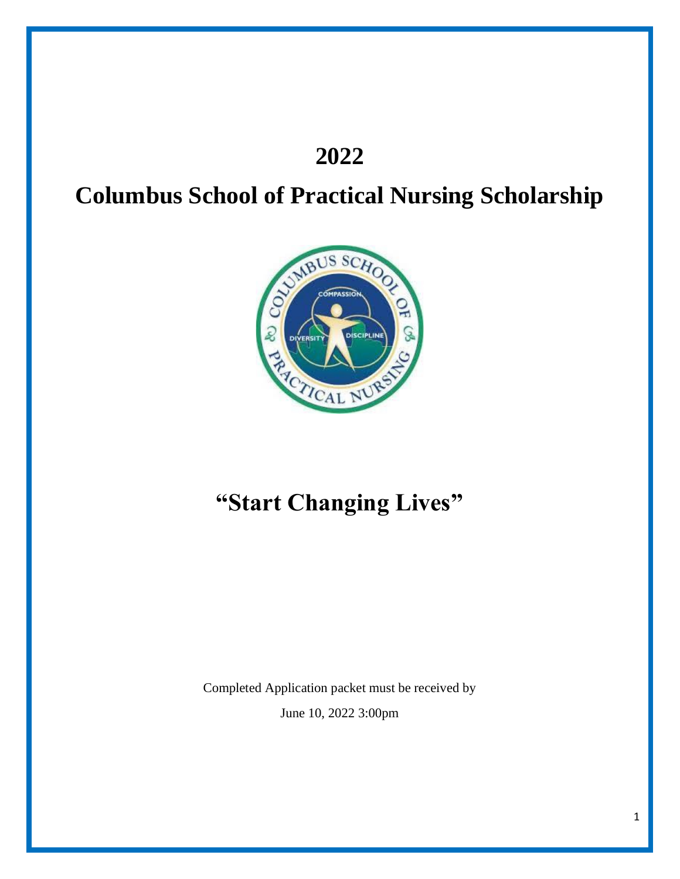# 2022

# Columbus School of Practical Nursing Scholarship

# "Start Changing Lives"

Completed Application packet must be received by

June 10, 2022 3:00pm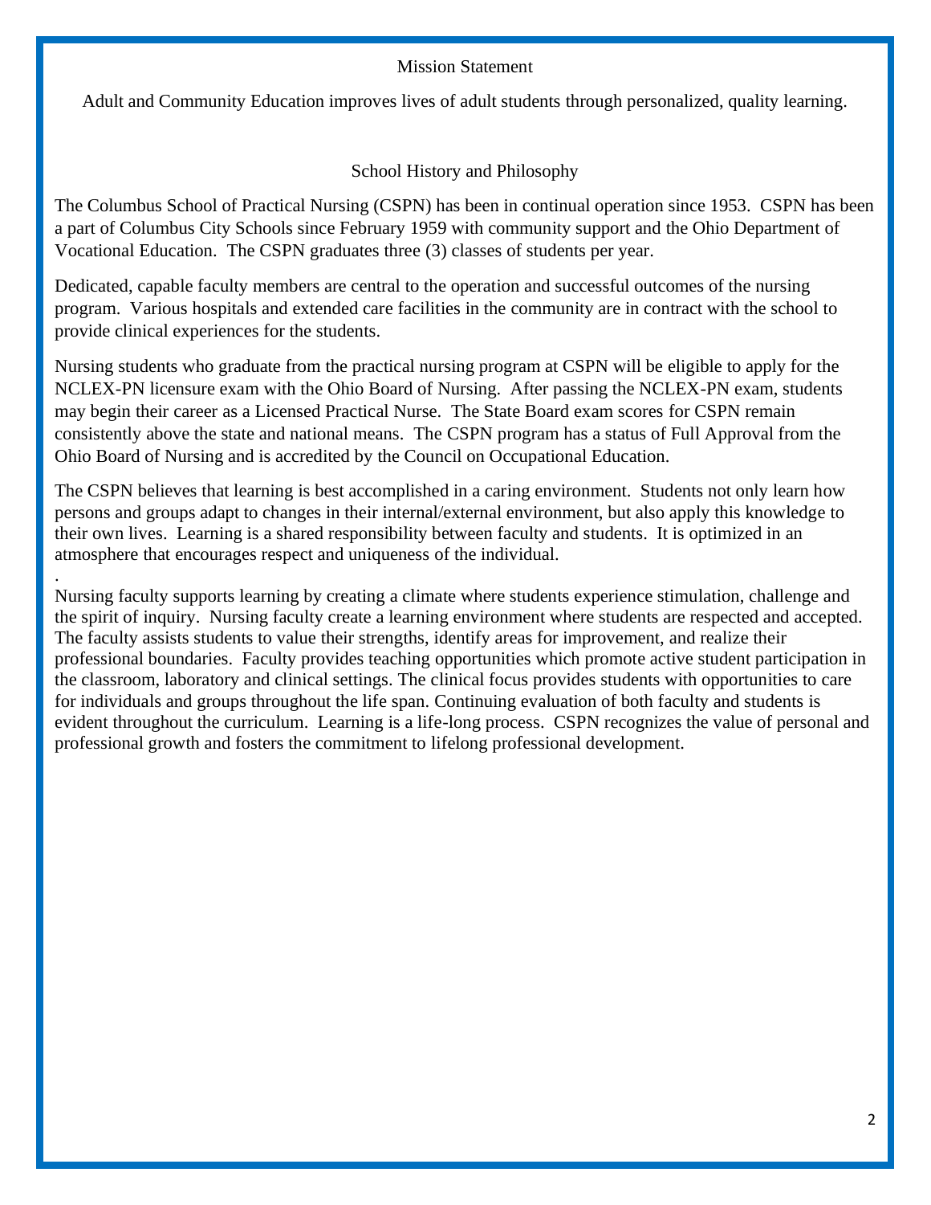## Mission Statement

Adult and Community Education improves lives of adult students through personalized, quality learning.

## School History and Philosophy

The Columbus School of Practical Nursing (CSPN) has been in continual operation since 1953. CSPN has been a part of Columbus City Schools since February 1959 with community support and the Ohio Department of Vocational Education. The CSPN graduates three (3) classes of students per year.

Dedicated, capable faculty members are central to the operation and successful outcomes of the nursing program. Various hospitals and extended care facilities in the community are in contract with the school to provide clinical experiences for the students.

Nursing students who graduate from the practical nursing program at CSPN will be eligible to apply for the NCLEX-PN licensure exam with the Ohio Board of Nursing. After passing the NCLEX-PN exam, students may begin their career as a Licensed Practical Nurse. The State Board exam scores for CSPN remain consistently above the state and national means. The CSPN program has a status of Full Approval from the Ohio Board of Nursing and is accredited by the Council on Occupational Education.

The CSPN believes that learning is best accomplished in a caring environment. Students not only learn how persons and groups adapt to changes in their internal/external environment, but also apply this knowledge to their own lives. Learning is a shared responsibility between faculty and students. It is optimized in an atmosphere that encourages respect and uniqueness of the individual.

Nursing faculty supports learning by creating a climate where students experience stimulation, challenge and the spirit of inquiry. Nursing faculty create a learning environment where students are respected and accepted. The faculty assists students to value their strengths, identify areas for improvement, and realize their professional boundaries. Faculty provides teaching opportunities which promote active student participation in the classroom, laboratory and clinical settings. The clinical focus provides students with opportunities to care for individuals and groups throughout the life span. Continuing evaluation of both faculty and students is evident throughout the curriculum. Learning is a life-long process. CSPN recognizes the value of personal and professional growth and fosters the commitment to lifelong professional development.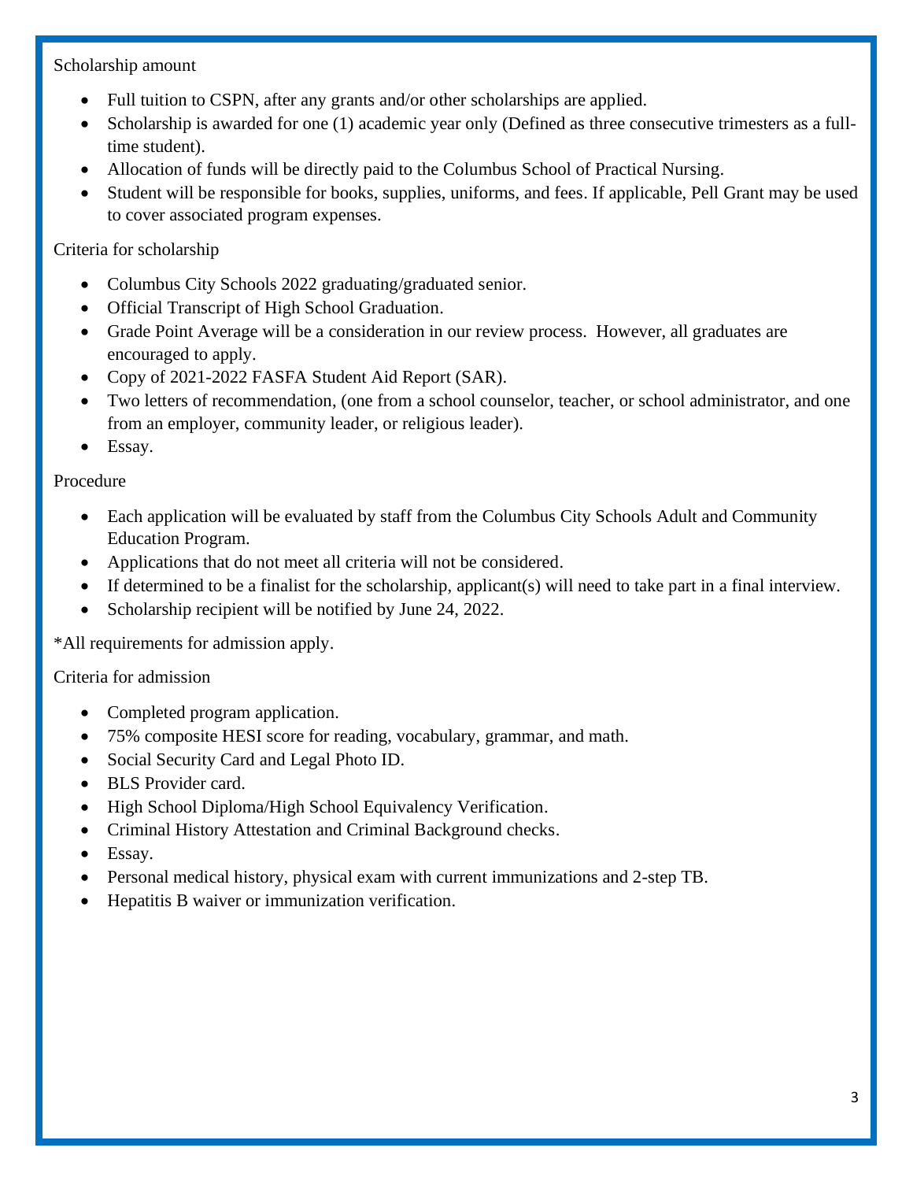Scholarship amount

- Full tuition to CSPN, after any grants and/or other scholarships are applied.
- Scholarship is awarded for one (1) academic year only (Defined as three consecutive trimesters as a full-time student).
- Allocation of funds will be directly paid to the Columbus School of Practical Nursing.
- Student will be responsible for books, supplies, uniforms, and fees. If applicable, Pell Grant may be used to cover associated program expenses.

Criteria for scholarship

- Columbus City Schools 2022 graduating/graduated senior.
- Official Transcript of High School Graduation.
- Grade Point Average will be a consideration in our review process. However, all graduates are encouraged to apply.
- Copy of 2021-2022 FASFA Student Aid Report (SAR).
- Two letters of recommendation, (one from a school counselor, teacher, or school administrator, and one from an employer, community leader, or religious leader).
- Essay.

Procedure

- Each application will be evaluated by staff from the Columbus City Schools Adult and Community Education Program.
- Applications that do not meet all criteria will not be considered.
- If determined to be a finalist for the scholarship, applicant(s) will need to take part in a final interview.
- Scholarship recipient will be notified by June 24, 2022.

*All requirements for admission apply.

Criteria for admission

- Completed program application.
- 75% composite HESI score for reading, vocabulary, grammar, and math.
- Social Security Card and Legal Photo ID.
- BLS Provider card.
- High School Diploma/High School Equivalency Verification.
- Criminal History Attestation and Criminal Background checks.
- Essay.
- Personal medical history, physical exam with current immunizations and 2-step TB.
- Hepatitis B waiver or immunization verification.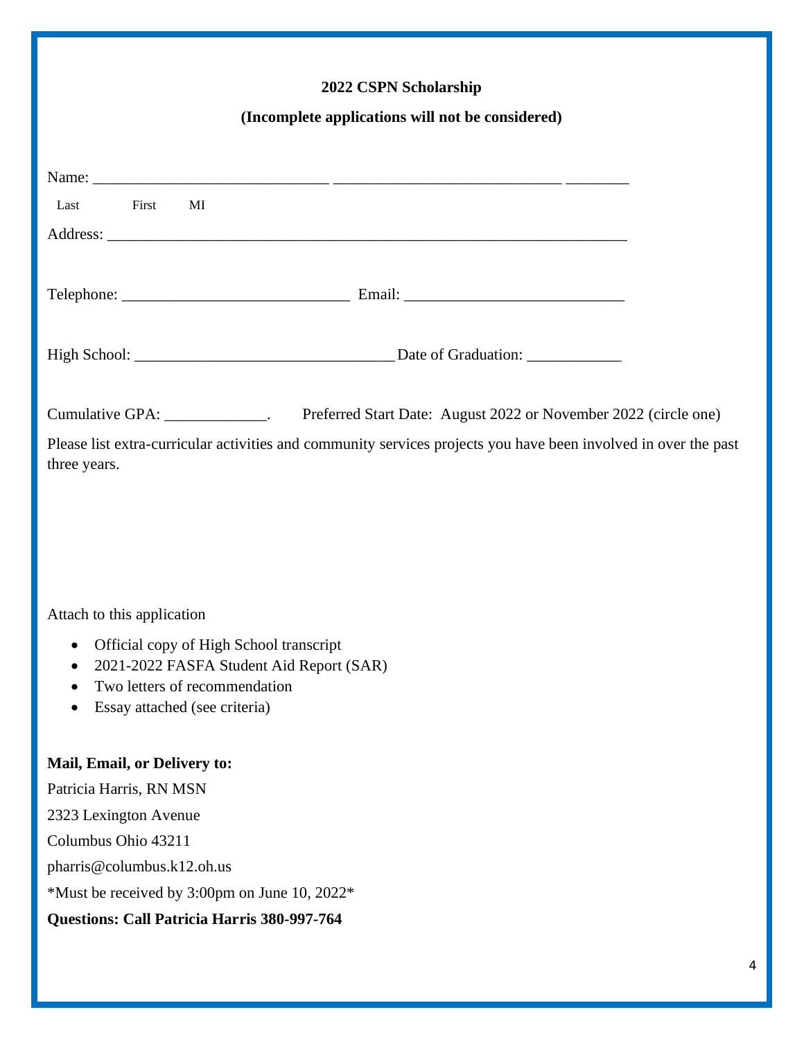**2022 CSPN Scholarship**

**(Incomplete applications will not be considered)**

Name: ______________________________ ______________________________ ________

Last First MI

Address: ____________________________________________________________________

Telephone: ______________________________ Email: ____________________________

High School: __________________________________ Date of Graduation: ____________

Cumulative GPA: _____________. Preferred Start Date: August 2022 or November 2022 (circle one)

Please list extra-curricular activities and community services projects you have been involved in over the past three years.

Attach to this application

- Official copy of High School transcript
- 2021-2022 FASFA Student Aid Report (SAR)
- Two letters of recommendation
- Essay attached (see criteria)

**Mail, Email, or Delivery to:**

Patricia Harris, RN MSN

2323 Lexington Avenue

Columbus Ohio 43211

pharris@columbus.k12.oh.us

*Must be received by 3:00pm on June 10, 2022*

**Questions: Call Patricia Harris 380-997-764**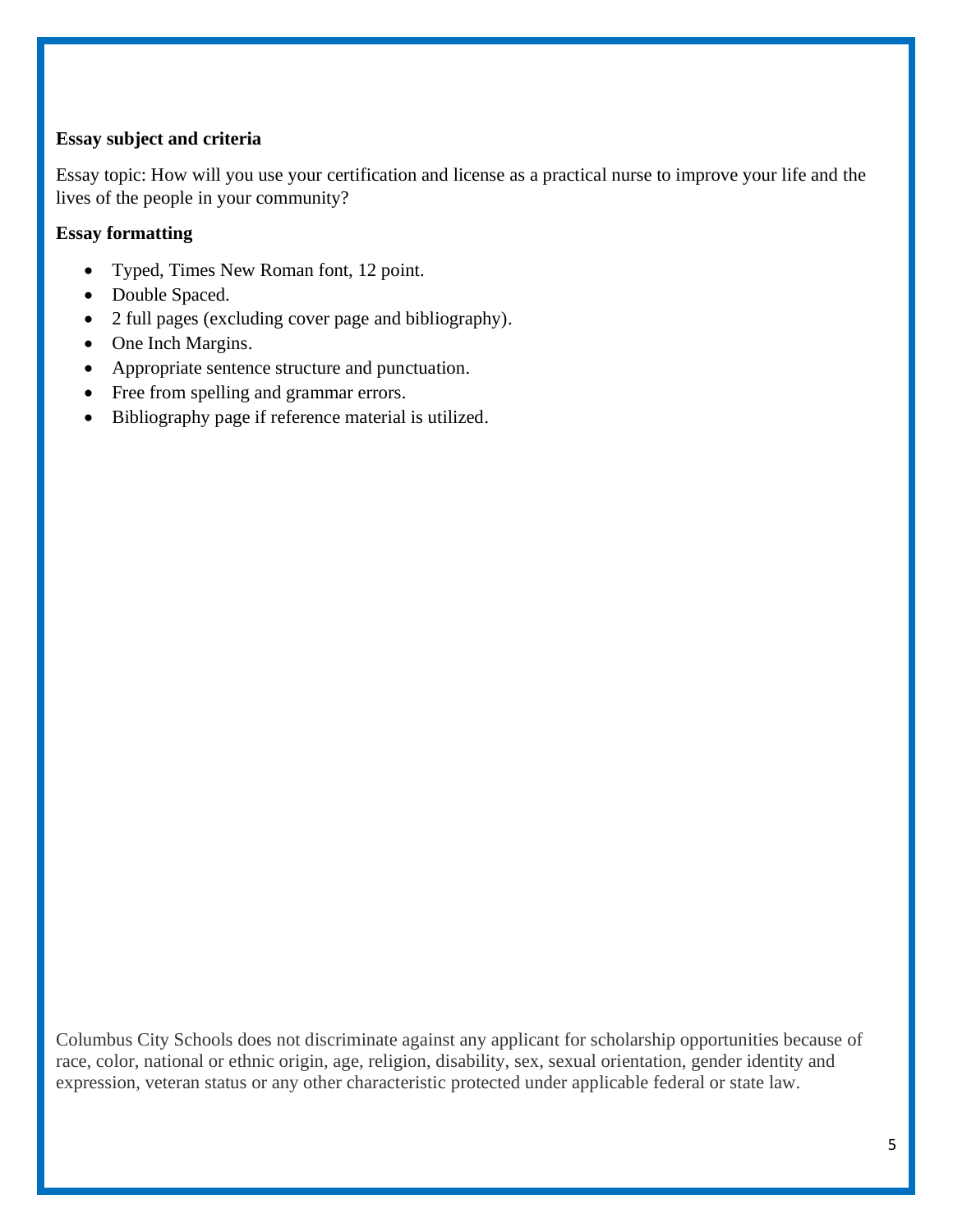**Essay subject and criteria**

Essay topic: How will you use your certification and license as a practical nurse to improve your life and the lives of the people in your community?

**Essay formatting**

- Typed, Times New Roman font, 12 point.
- Double Spaced.
- 2 full pages (excluding cover page and bibliography).
- One Inch Margins.
- Appropriate sentence structure and punctuation.
- Free from spelling and grammar errors.
- Bibliography page if reference material is utilized.

Columbus City Schools does not discriminate against any applicant for scholarship opportunities because of race, color, national or ethnic origin, age, religion, disability, sex, sexual orientation, gender identity and expression, veteran status or any other characteristic protected under applicable federal or state law.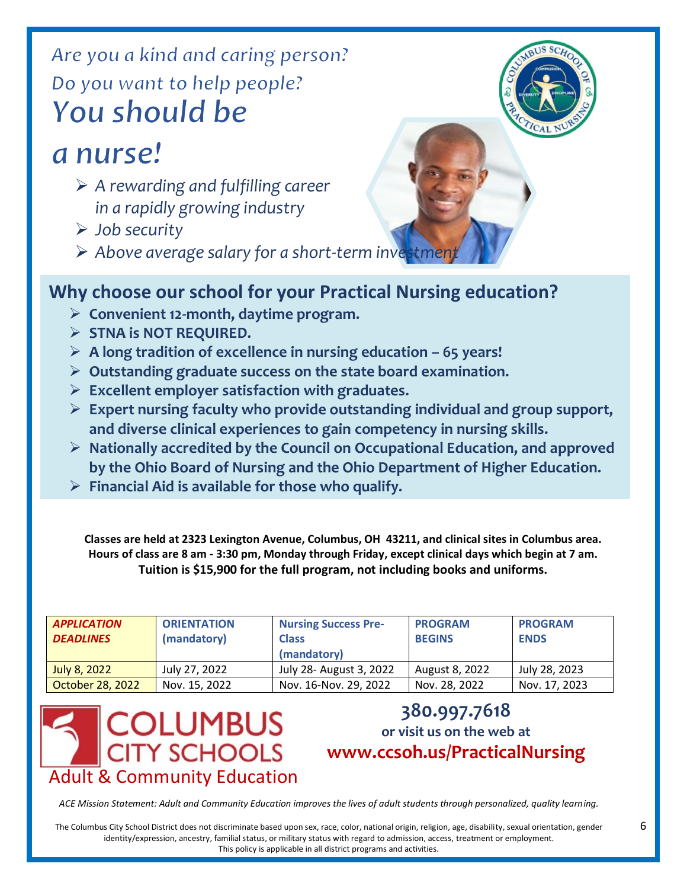*Are you a kind and caring person?*

*Do you want to help people?*

# *You should be a nurse!*

- *A rewarding and fulfilling career in a rapidly growing industry*
- *Job security*
- *Above average salary for a short-term investment*

## Why choose our school for your Practical Nursing education?

- **Convenient 12-month, daytime program.**
- **STNA is NOT REQUIRED.**
- **A long tradition of excellence in nursing education – 65 years!**
- **Outstanding graduate success on the state board examination.**
- **Excellent employer satisfaction with graduates.**
- **Expert nursing faculty who provide outstanding individual and group support, and diverse clinical experiences to gain competency in nursing skills.**
- **Nationally accredited by the Council on Occupational Education, and approved by the Ohio Board of Nursing and the Ohio Department of Higher Education.**
- **Financial Aid is available for those who qualify.**

**Classes are held at 2323 Lexington Avenue, Columbus, OH 43211, and clinical sites in Columbus area. Hours of class are 8 am - 3:30 pm, Monday through Friday, except clinical days which begin at 7 am. Tuition is $15,900 for the full program, not including books and uniforms.**

| ***APPLICATION DEADLINES*** | **ORIENTATION (mandatory)** | **Nursing Success Pre-Class (mandatory)** | **PROGRAM BEGINS** | **PROGRAM ENDS** |
|---|---|---|---|---|
| July 8, 2022 | July 27, 2022 | July 28- August 3, 2022 | August 8, 2022 | July 28, 2023 |
| October 28, 2022 | Nov. 15, 2022 | Nov. 16-Nov. 29, 2022 | Nov. 28, 2022 | Nov. 17, 2023 |

COLUMBUS CITY SCHOOLS
Adult & Community Education

**380.997.7618**
**or visit us on the web at**
**www.ccsoh.us/PracticalNursing**

*ACE Mission Statement: Adult and Community Education improves the lives of adult students through personalized, quality learning.*

The Columbus City School District does not discriminate based upon sex, race, color, national origin, religion, age, disability, sexual orientation, gender identity/expression, ancestry, familial status, or military status with regard to admission, access, treatment or employment. This policy is applicable in all district programs and activities.